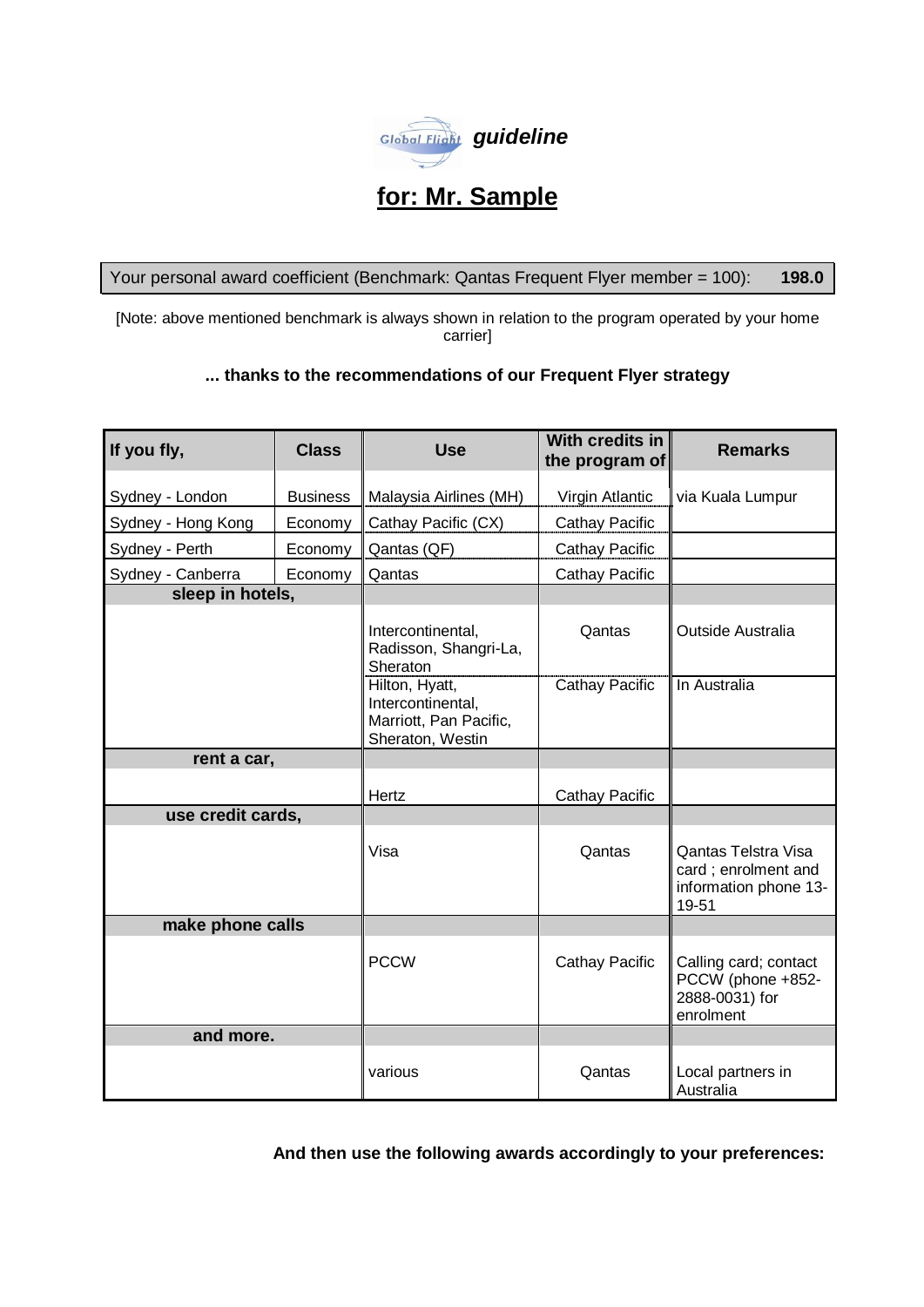# Global Flight *guideline*

## for: Mr. Sample

| Your personal award coefficient (Benchmark: Qantas Frequent Flyer member = 100): | **198.0** |
|---|---|

[Note: above mentioned benchmark is always shown in relation to the program operated by your home carrier]

**... thanks to the recommendations of our Frequent Flyer strategy**

| If you fly, | Class | Use | With credits in the program of | Remarks |
|---|---|---|---|---|
| Sydney - London | Business | Malaysia Airlines (MH) | Virgin Atlantic | via Kuala Lumpur |
| Sydney - Hong Kong | Economy | Cathay Pacific (CX) | Cathay Pacific | |
| Sydney - Perth | Economy | Qantas (QF) | Cathay Pacific | |
| Sydney - Canberra | Economy | Qantas | Cathay Pacific | |
| **sleep in hotels,** | | | | |
| | | Intercontinental, Radisson, Shangri-La, Sheraton | Qantas | Outside Australia |
| | | Hilton, Hyatt, Intercontinental, Marriott, Pan Pacific, Sheraton, Westin | Cathay Pacific | In Australia |
| **rent a car,** | | | | |
| | | Hertz | Cathay Pacific | |
| **use credit cards,** | | | | |
| | | Visa | Qantas | Qantas Telstra Visa card ; enrolment and information phone 13-19-51 |
| **make phone calls** | | | | |
| | | PCCW | Cathay Pacific | Calling card; contact PCCW (phone +852-2888-0031) for enrolment |
| **and more.** | | | | |
| | | various | Qantas | Local partners in Australia |

**And then use the following awards accordingly to your preferences:**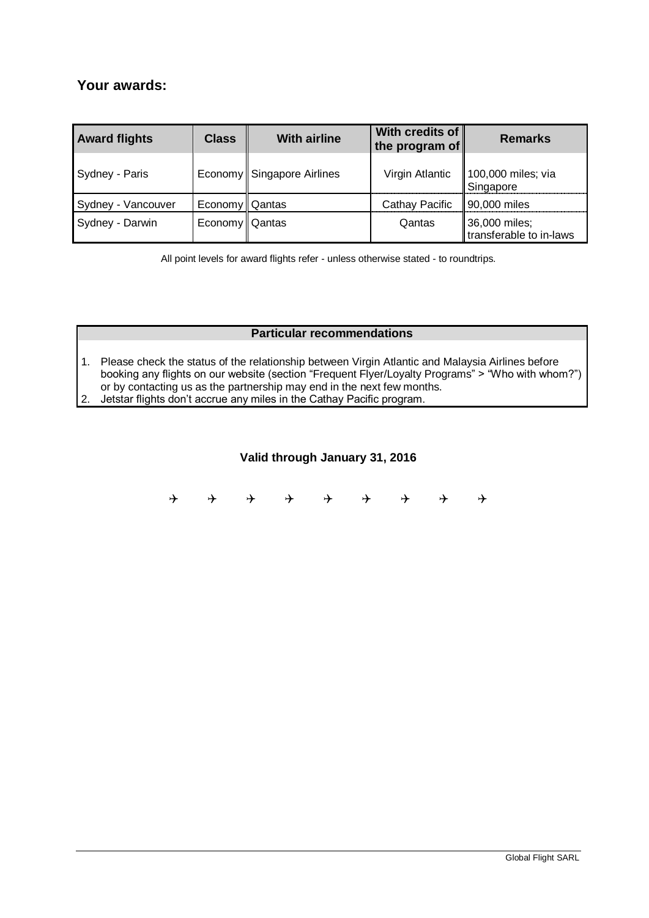## Your awards:

| Award flights | Class | With airline | With credits of the program of | Remarks |
|---|---|---|---|---|
| Sydney - Paris | Economy | Singapore Airlines | Virgin Atlantic | 100,000 miles; via Singapore |
| Sydney - Vancouver | Economy | Qantas | Cathay Pacific | 90,000 miles |
| Sydney - Darwin | Economy | Qantas | Qantas | 36,000 miles; transferable to in-laws |

All point levels for award flights refer - unless otherwise stated - to roundtrips.

| Particular recommendations |
|---|
| 1. Please check the status of the relationship between Virgin Atlantic and Malaysia Airlines before booking any flights on our website (section "Frequent Flyer/Loyalty Programs" > "Who with whom?") or by contacting us as the partnership may end in the next few months.<br>2. Jetstar flights don't accrue any miles in the Cathay Pacific program. |

**Valid through January 31, 2016**

✈ ✈ ✈ ✈ ✈ ✈ ✈ ✈ ✈

Global Flight SARL